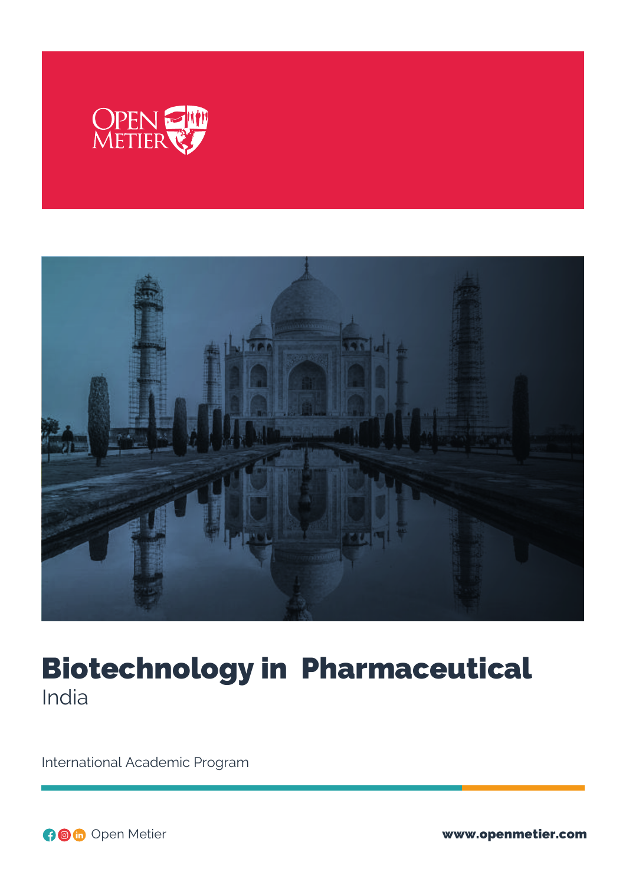# Biotechnology in Pharmaceutical

India

International Academic Program

Open Metier

www.openmetier.com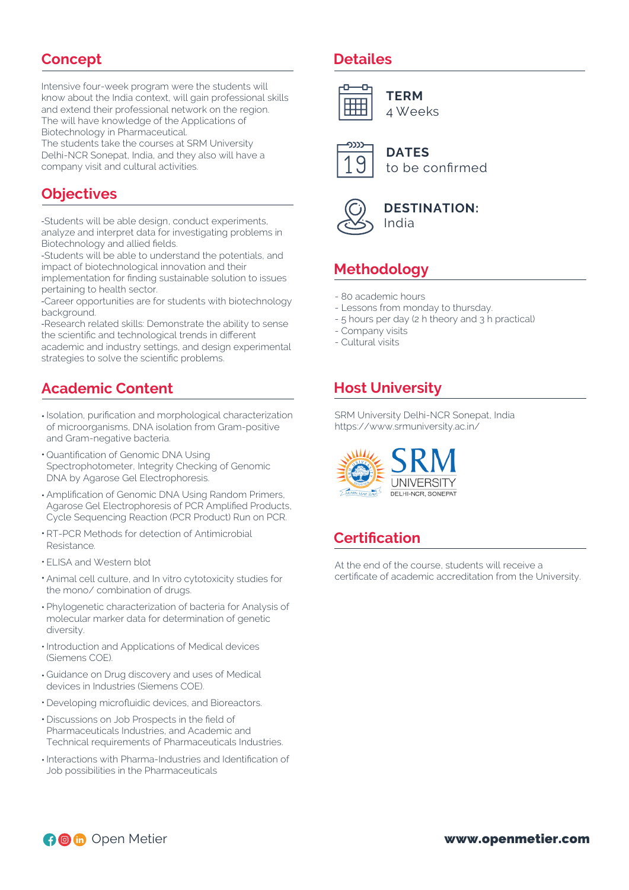## Concept

Intensive four-week program were the students will know about the India context, will gain professional skills and extend their professional network on the region. The will have knowledge of the Applications of Biotechnology in Pharmaceutical.
The students take the courses at SRM University Delhi-NCR Sonepat, India, and they also will have a company visit and cultural activities.

## Objectives

-Students will be able design, conduct experiments, analyze and interpret data for investigating problems in Biotechnology and allied fields.
-Students will be able to understand the potentials, and impact of biotechnological innovation and their implementation for finding sustainable solution to issues pertaining to health sector.
-Career opportunities are for students with biotechnology background.
-Research related skills: Demonstrate the ability to sense the scientific and technological trends in different academic and industry settings, and design experimental strategies to solve the scientific problems.

## Academic Content

- Isolation, purification and morphological characterization of microorganisms, DNA isolation from Gram-positive and Gram-negative bacteria.
- Quantification of Genomic DNA Using Spectrophotometer, Integrity Checking of Genomic DNA by Agarose Gel Electrophoresis.
- Amplification of Genomic DNA Using Random Primers, Agarose Gel Electrophoresis of PCR Amplified Products, Cycle Sequencing Reaction (PCR Product) Run on PCR.
- RT-PCR Methods for detection of Antimicrobial Resistance.
- ELISA and Western blot
- Animal cell culture, and In vitro cytotoxicity studies for the mono/ combination of drugs.
- Phylogenetic characterization of bacteria for Analysis of molecular marker data for determination of genetic diversity.
- Introduction and Applications of Medical devices (Siemens COE).
- Guidance on Drug discovery and uses of Medical devices in Industries (Siemens COE).
- Developing microfluidic devices, and Bioreactors.
- Discussions on Job Prospects in the field of Pharmaceuticals Industries, and Academic and Technical requirements of Pharmaceuticals Industries.
- Interactions with Pharma-Industries and Identification of Job possibilities in the Pharmaceuticals

## Detailes

**TERM**
4 Weeks

**DATES**
to be confirmed

**DESTINATION:**
India

## Methodology

- 80 academic hours
- Lessons from monday to thursday.
- 5 hours per day (2 h theory and 3 h practical)
- Company visits
- Cultural visits

## Host University

SRM University Delhi-NCR Sonepat, India
https://www.srmuniversity.ac.in/

SRM UNIVERSITY DELHI-NCR, SONEPAT

## Certification

At the end of the course, students will receive a certificate of academic accreditation from the University.

Open Metier

www.openmetier.com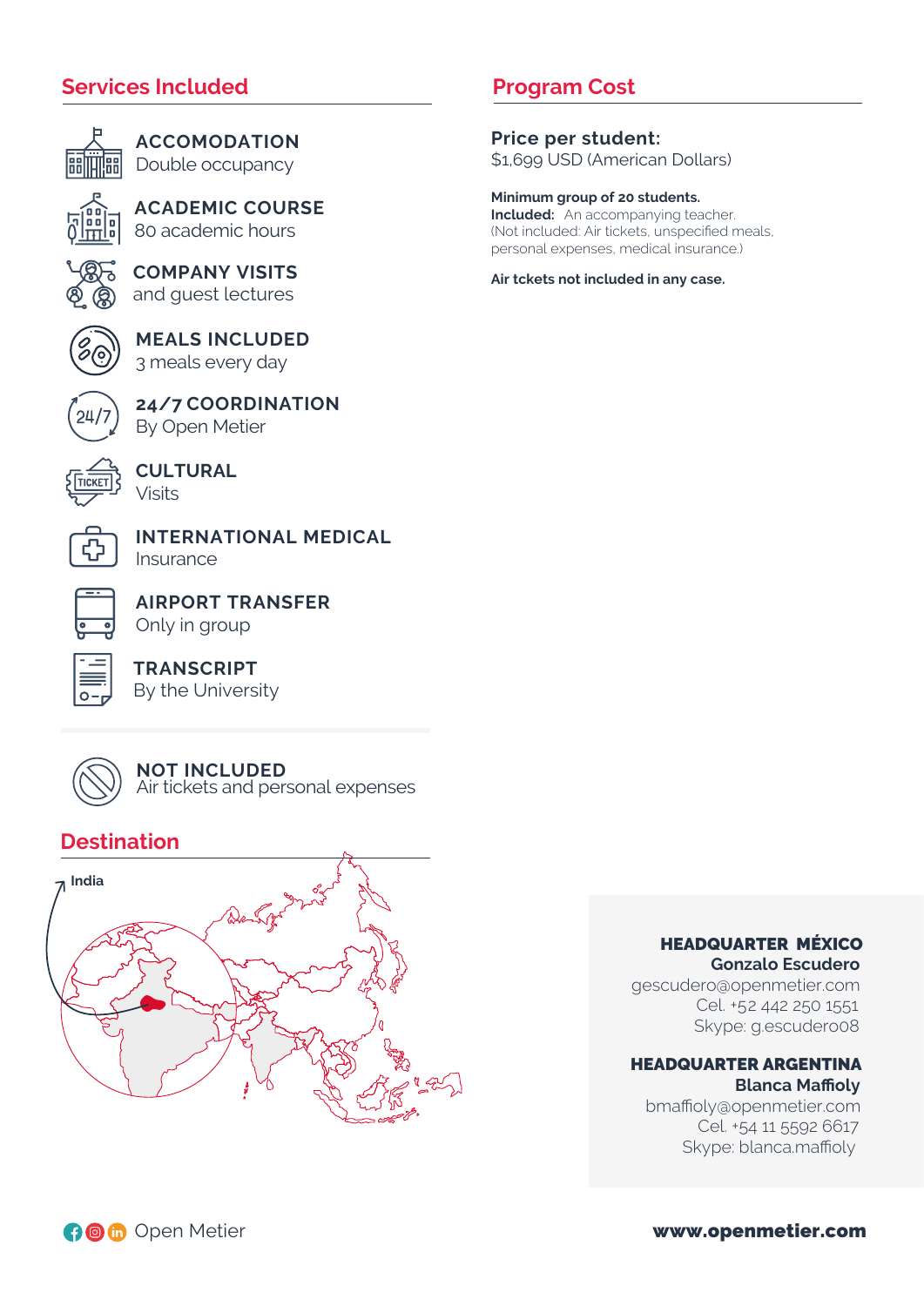## Services Included

**ACCOMODATION**
Double occupancy

**ACADEMIC COURSE**
80 academic hours

**COMPANY VISITS**
and guest lectures

**MEALS INCLUDED**
3 meals every day

**24/7 COORDINATION**
By Open Metier

**CULTURAL**
Visits

**INTERNATIONAL MEDICAL**
Insurance

**AIRPORT TRANSFER**
Only in group

**TRANSCRIPT**
By the University

**NOT INCLUDED**
Air tickets and personal expenses

## Destination

India

## Program Cost

**Price per student:**
$1,699 USD (American Dollars)

**Minimum group of 20 students.**
**Included:** An accompanying teacher.
(Not included: Air tickets, unspecified meals, personal expenses, medical insurance.)

**Air tckets not included in any case.**

**HEADQUARTER MÉXICO**
**Gonzalo Escudero**
gescudero@openmetier.com
Cel. +52 442 250 1551
Skype: g.escudero08

**HEADQUARTER ARGENTINA**
**Blanca Maffioly**
bmaffioly@openmetier.com
Cel. +54 11 5592 6617
Skype: blanca.maffioly

Open Metier

**www.openmetier.com**